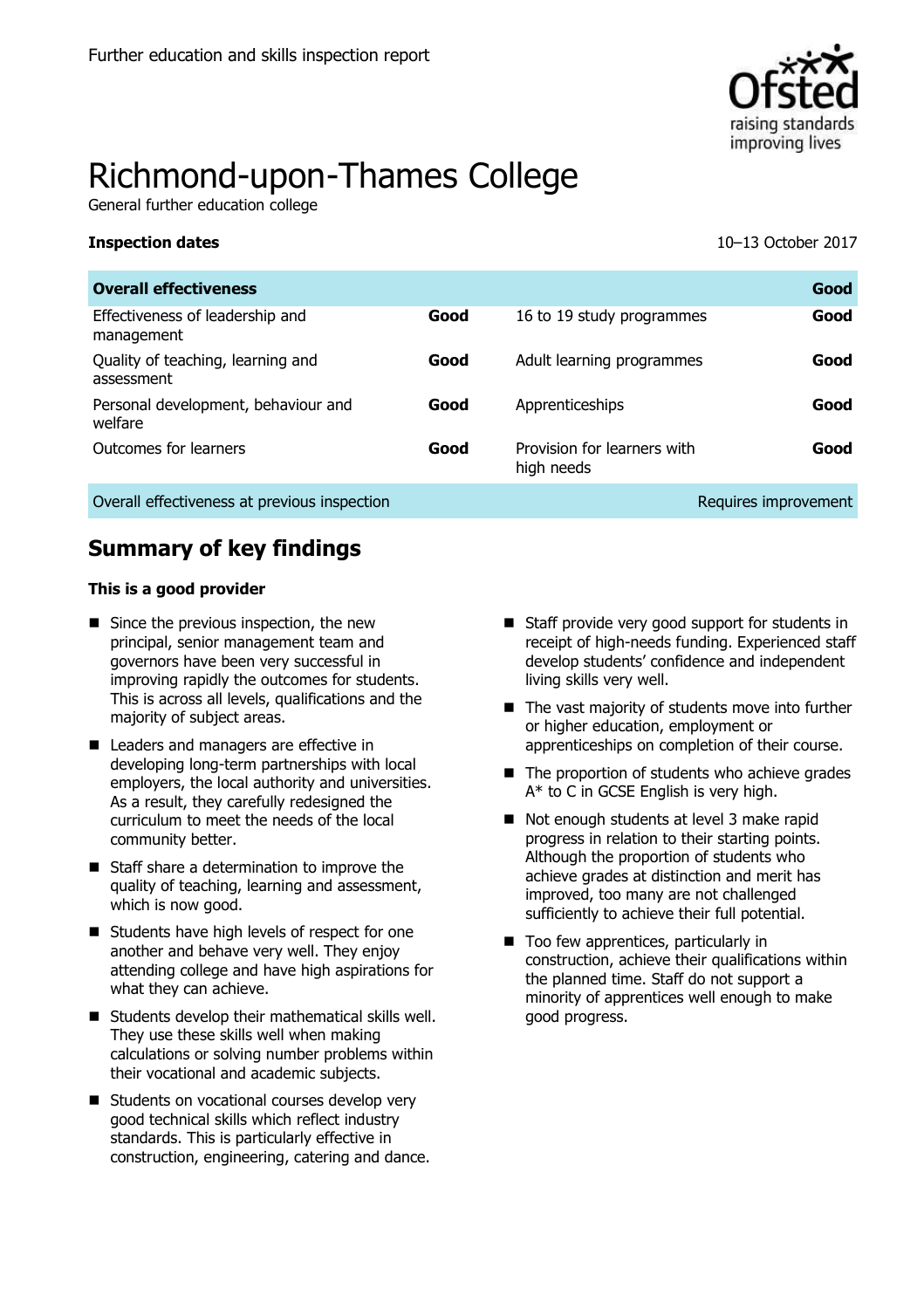Further education and skills inspection report

# Richmond-upon-Thames College

General further education college

**Inspection dates** 10–13 October 2017

| **Overall effectiveness** | | | **Good** |
| --- | --- | --- | --- |
| Effectiveness of leadership and management | **Good** | 16 to 19 study programmes | **Good** |
| Quality of teaching, learning and assessment | **Good** | Adult learning programmes | **Good** |
| Personal development, behaviour and welfare | **Good** | Apprenticeships | **Good** |
| Outcomes for learners | **Good** | Provision for learners with high needs | **Good** |
| Overall effectiveness at previous inspection | | | Requires improvement |

## Summary of key findings

**This is a good provider**

- Since the previous inspection, the new principal, senior management team and governors have been very successful in improving rapidly the outcomes for students. This is across all levels, qualifications and the majority of subject areas.
- Leaders and managers are effective in developing long-term partnerships with local employers, the local authority and universities. As a result, they carefully redesigned the curriculum to meet the needs of the local community better.
- Staff share a determination to improve the quality of teaching, learning and assessment, which is now good.
- Students have high levels of respect for one another and behave very well. They enjoy attending college and have high aspirations for what they can achieve.
- Students develop their mathematical skills well. They use these skills well when making calculations or solving number problems within their vocational and academic subjects.
- Students on vocational courses develop very good technical skills which reflect industry standards. This is particularly effective in construction, engineering, catering and dance.
- Staff provide very good support for students in receipt of high-needs funding. Experienced staff develop students' confidence and independent living skills very well.
- The vast majority of students move into further or higher education, employment or apprenticeships on completion of their course.
- The proportion of students who achieve grades A* to C in GCSE English is very high.
- Not enough students at level 3 make rapid progress in relation to their starting points. Although the proportion of students who achieve grades at distinction and merit has improved, too many are not challenged sufficiently to achieve their full potential.
- Too few apprentices, particularly in construction, achieve their qualifications within the planned time. Staff do not support a minority of apprentices well enough to make good progress.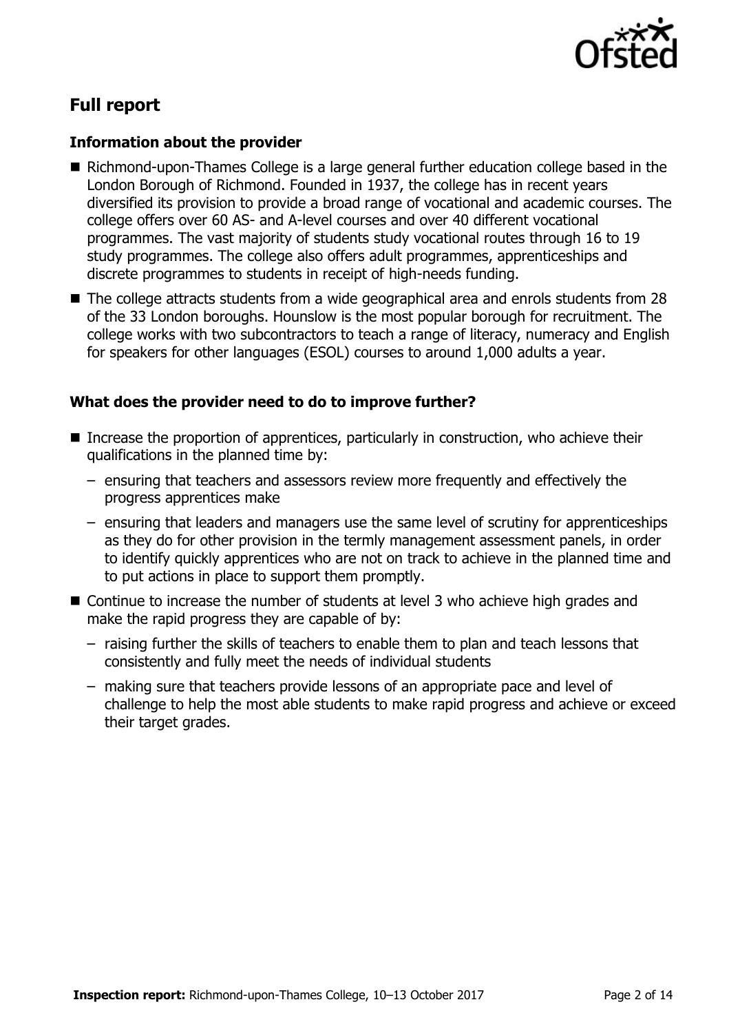## Full report

### Information about the provider

- Richmond-upon-Thames College is a large general further education college based in the London Borough of Richmond. Founded in 1937, the college has in recent years diversified its provision to provide a broad range of vocational and academic courses. The college offers over 60 AS- and A-level courses and over 40 different vocational programmes. The vast majority of students study vocational routes through 16 to 19 study programmes. The college also offers adult programmes, apprenticeships and discrete programmes to students in receipt of high-needs funding.
- The college attracts students from a wide geographical area and enrols students from 28 of the 33 London boroughs. Hounslow is the most popular borough for recruitment. The college works with two subcontractors to teach a range of literacy, numeracy and English for speakers for other languages (ESOL) courses to around 1,000 adults a year.

### What does the provider need to do to improve further?

- Increase the proportion of apprentices, particularly in construction, who achieve their qualifications in the planned time by:
  - ensuring that teachers and assessors review more frequently and effectively the progress apprentices make
  - ensuring that leaders and managers use the same level of scrutiny for apprenticeships as they do for other provision in the termly management assessment panels, in order to identify quickly apprentices who are not on track to achieve in the planned time and to put actions in place to support them promptly.
- Continue to increase the number of students at level 3 who achieve high grades and make the rapid progress they are capable of by:
  - raising further the skills of teachers to enable them to plan and teach lessons that consistently and fully meet the needs of individual students
  - making sure that teachers provide lessons of an appropriate pace and level of challenge to help the most able students to make rapid progress and achieve or exceed their target grades.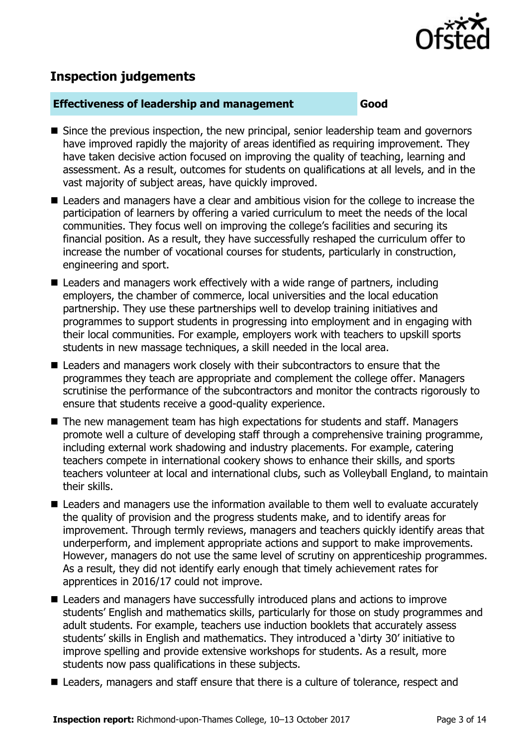## Inspection judgements

| **Effectiveness of leadership and management** | **Good** |
| --- | --- |

- Since the previous inspection, the new principal, senior leadership team and governors have improved rapidly the majority of areas identified as requiring improvement. They have taken decisive action focused on improving the quality of teaching, learning and assessment. As a result, outcomes for students on qualifications at all levels, and in the vast majority of subject areas, have quickly improved.
- Leaders and managers have a clear and ambitious vision for the college to increase the participation of learners by offering a varied curriculum to meet the needs of the local communities. They focus well on improving the college's facilities and securing its financial position. As a result, they have successfully reshaped the curriculum offer to increase the number of vocational courses for students, particularly in construction, engineering and sport.
- Leaders and managers work effectively with a wide range of partners, including employers, the chamber of commerce, local universities and the local education partnership. They use these partnerships well to develop training initiatives and programmes to support students in progressing into employment and in engaging with their local communities. For example, employers work with teachers to upskill sports students in new massage techniques, a skill needed in the local area.
- Leaders and managers work closely with their subcontractors to ensure that the programmes they teach are appropriate and complement the college offer. Managers scrutinise the performance of the subcontractors and monitor the contracts rigorously to ensure that students receive a good-quality experience.
- The new management team has high expectations for students and staff. Managers promote well a culture of developing staff through a comprehensive training programme, including external work shadowing and industry placements. For example, catering teachers compete in international cookery shows to enhance their skills, and sports teachers volunteer at local and international clubs, such as Volleyball England, to maintain their skills.
- Leaders and managers use the information available to them well to evaluate accurately the quality of provision and the progress students make, and to identify areas for improvement. Through termly reviews, managers and teachers quickly identify areas that underperform, and implement appropriate actions and support to make improvements. However, managers do not use the same level of scrutiny on apprenticeship programmes. As a result, they did not identify early enough that timely achievement rates for apprentices in 2016/17 could not improve.
- Leaders and managers have successfully introduced plans and actions to improve students' English and mathematics skills, particularly for those on study programmes and adult students. For example, teachers use induction booklets that accurately assess students' skills in English and mathematics. They introduced a 'dirty 30' initiative to improve spelling and provide extensive workshops for students. As a result, more students now pass qualifications in these subjects.
- Leaders, managers and staff ensure that there is a culture of tolerance, respect and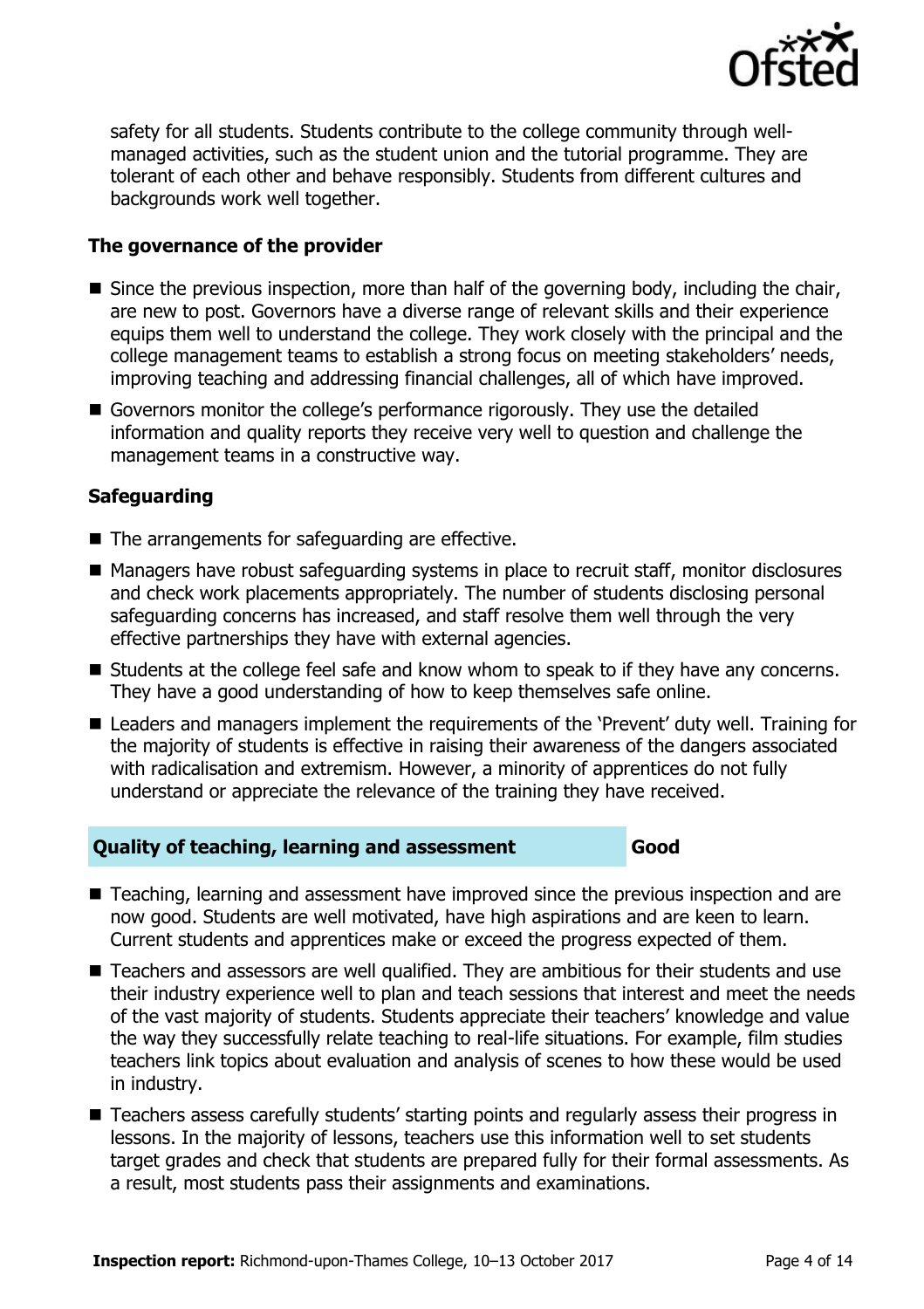safety for all students. Students contribute to the college community through well-managed activities, such as the student union and the tutorial programme. They are tolerant of each other and behave responsibly. Students from different cultures and backgrounds work well together.

### The governance of the provider

- Since the previous inspection, more than half of the governing body, including the chair, are new to post. Governors have a diverse range of relevant skills and their experience equips them well to understand the college. They work closely with the principal and the college management teams to establish a strong focus on meeting stakeholders' needs, improving teaching and addressing financial challenges, all of which have improved.
- Governors monitor the college's performance rigorously. They use the detailed information and quality reports they receive very well to question and challenge the management teams in a constructive way.

### Safeguarding

- The arrangements for safeguarding are effective.
- Managers have robust safeguarding systems in place to recruit staff, monitor disclosures and check work placements appropriately. The number of students disclosing personal safeguarding concerns has increased, and staff resolve them well through the very effective partnerships they have with external agencies.
- Students at the college feel safe and know whom to speak to if they have any concerns. They have a good understanding of how to keep themselves safe online.
- Leaders and managers implement the requirements of the 'Prevent' duty well. Training for the majority of students is effective in raising their awareness of the dangers associated with radicalisation and extremism. However, a minority of apprentices do not fully understand or appreciate the relevance of the training they have received.

## Quality of teaching, learning and assessment — Good

- Teaching, learning and assessment have improved since the previous inspection and are now good. Students are well motivated, have high aspirations and are keen to learn. Current students and apprentices make or exceed the progress expected of them.
- Teachers and assessors are well qualified. They are ambitious for their students and use their industry experience well to plan and teach sessions that interest and meet the needs of the vast majority of students. Students appreciate their teachers' knowledge and value the way they successfully relate teaching to real-life situations. For example, film studies teachers link topics about evaluation and analysis of scenes to how these would be used in industry.
- Teachers assess carefully students' starting points and regularly assess their progress in lessons. In the majority of lessons, teachers use this information well to set students target grades and check that students are prepared fully for their formal assessments. As a result, most students pass their assignments and examinations.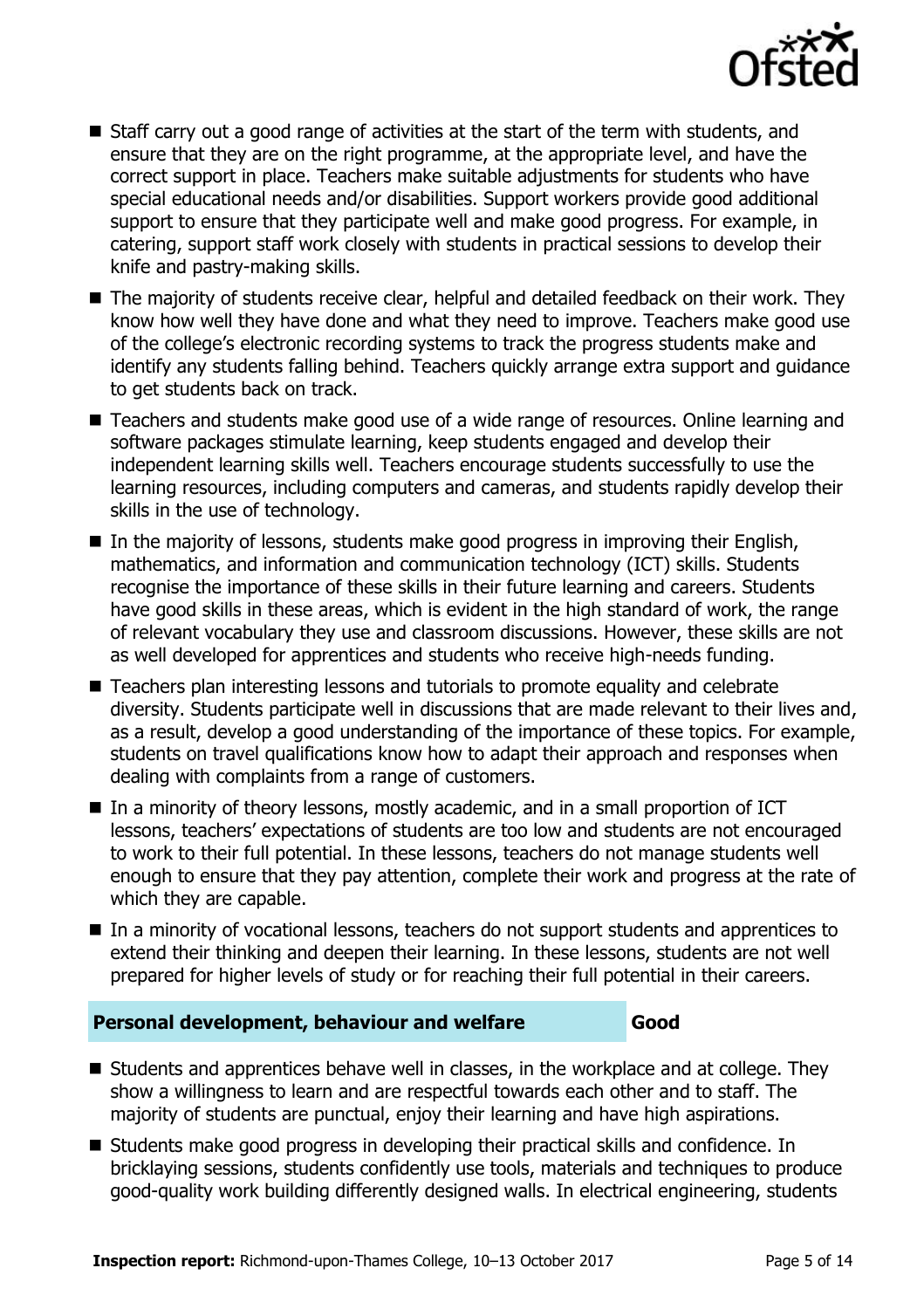- Staff carry out a good range of activities at the start of the term with students, and ensure that they are on the right programme, at the appropriate level, and have the correct support in place. Teachers make suitable adjustments for students who have special educational needs and/or disabilities. Support workers provide good additional support to ensure that they participate well and make good progress. For example, in catering, support staff work closely with students in practical sessions to develop their knife and pastry-making skills.
- The majority of students receive clear, helpful and detailed feedback on their work. They know how well they have done and what they need to improve. Teachers make good use of the college's electronic recording systems to track the progress students make and identify any students falling behind. Teachers quickly arrange extra support and guidance to get students back on track.
- Teachers and students make good use of a wide range of resources. Online learning and software packages stimulate learning, keep students engaged and develop their independent learning skills well. Teachers encourage students successfully to use the learning resources, including computers and cameras, and students rapidly develop their skills in the use of technology.
- In the majority of lessons, students make good progress in improving their English, mathematics, and information and communication technology (ICT) skills. Students recognise the importance of these skills in their future learning and careers. Students have good skills in these areas, which is evident in the high standard of work, the range of relevant vocabulary they use and classroom discussions. However, these skills are not as well developed for apprentices and students who receive high-needs funding.
- Teachers plan interesting lessons and tutorials to promote equality and celebrate diversity. Students participate well in discussions that are made relevant to their lives and, as a result, develop a good understanding of the importance of these topics. For example, students on travel qualifications know how to adapt their approach and responses when dealing with complaints from a range of customers.
- In a minority of theory lessons, mostly academic, and in a small proportion of ICT lessons, teachers' expectations of students are too low and students are not encouraged to work to their full potential. In these lessons, teachers do not manage students well enough to ensure that they pay attention, complete their work and progress at the rate of which they are capable.
- In a minority of vocational lessons, teachers do not support students and apprentices to extend their thinking and deepen their learning. In these lessons, students are not well prepared for higher levels of study or for reaching their full potential in their careers.

| **Personal development, behaviour and welfare** | **Good** |
|---|---|

- Students and apprentices behave well in classes, in the workplace and at college. They show a willingness to learn and are respectful towards each other and to staff. The majority of students are punctual, enjoy their learning and have high aspirations.
- Students make good progress in developing their practical skills and confidence. In bricklaying sessions, students confidently use tools, materials and techniques to produce good-quality work building differently designed walls. In electrical engineering, students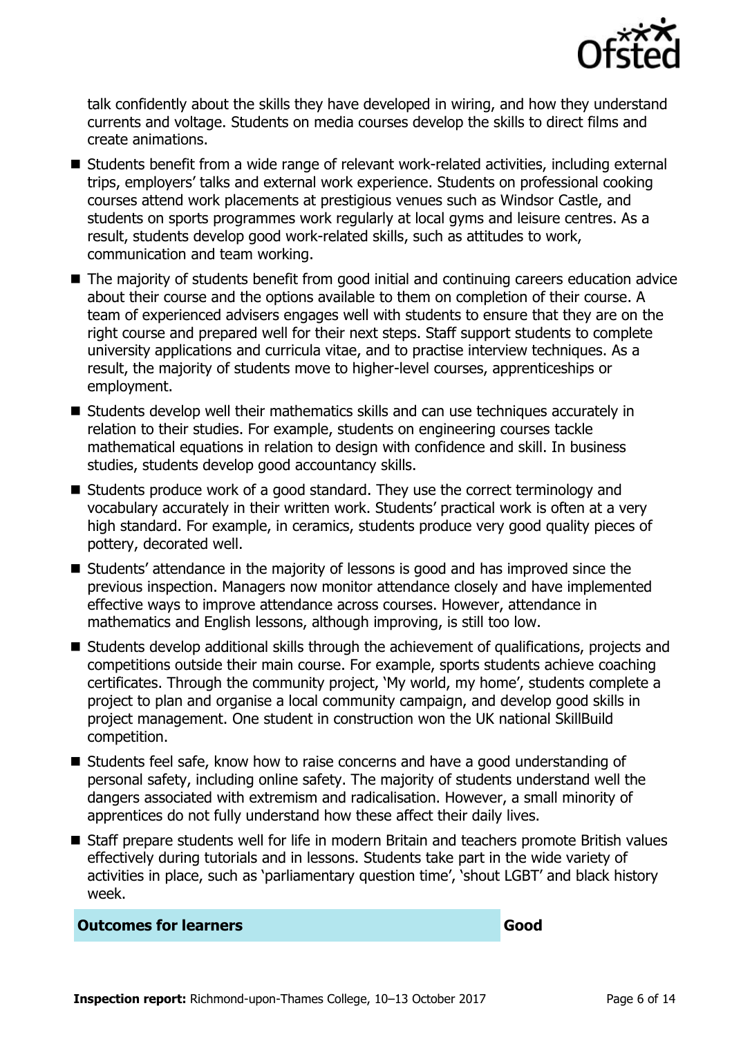talk confidently about the skills they have developed in wiring, and how they understand currents and voltage. Students on media courses develop the skills to direct films and create animations.

- Students benefit from a wide range of relevant work-related activities, including external trips, employers' talks and external work experience. Students on professional cooking courses attend work placements at prestigious venues such as Windsor Castle, and students on sports programmes work regularly at local gyms and leisure centres. As a result, students develop good work-related skills, such as attitudes to work, communication and team working.
- The majority of students benefit from good initial and continuing careers education advice about their course and the options available to them on completion of their course. A team of experienced advisers engages well with students to ensure that they are on the right course and prepared well for their next steps. Staff support students to complete university applications and curricula vitae, and to practise interview techniques. As a result, the majority of students move to higher-level courses, apprenticeships or employment.
- Students develop well their mathematics skills and can use techniques accurately in relation to their studies. For example, students on engineering courses tackle mathematical equations in relation to design with confidence and skill. In business studies, students develop good accountancy skills.
- Students produce work of a good standard. They use the correct terminology and vocabulary accurately in their written work. Students' practical work is often at a very high standard. For example, in ceramics, students produce very good quality pieces of pottery, decorated well.
- Students' attendance in the majority of lessons is good and has improved since the previous inspection. Managers now monitor attendance closely and have implemented effective ways to improve attendance across courses. However, attendance in mathematics and English lessons, although improving, is still too low.
- Students develop additional skills through the achievement of qualifications, projects and competitions outside their main course. For example, sports students achieve coaching certificates. Through the community project, 'My world, my home', students complete a project to plan and organise a local community campaign, and develop good skills in project management. One student in construction won the UK national SkillBuild competition.
- Students feel safe, know how to raise concerns and have a good understanding of personal safety, including online safety. The majority of students understand well the dangers associated with extremism and radicalisation. However, a small minority of apprentices do not fully understand how these affect their daily lives.
- Staff prepare students well for life in modern Britain and teachers promote British values effectively during tutorials and in lessons. Students take part in the wide variety of activities in place, such as 'parliamentary question time', 'shout LGBT' and black history week.

| **Outcomes for learners** | **Good** |
|---|---|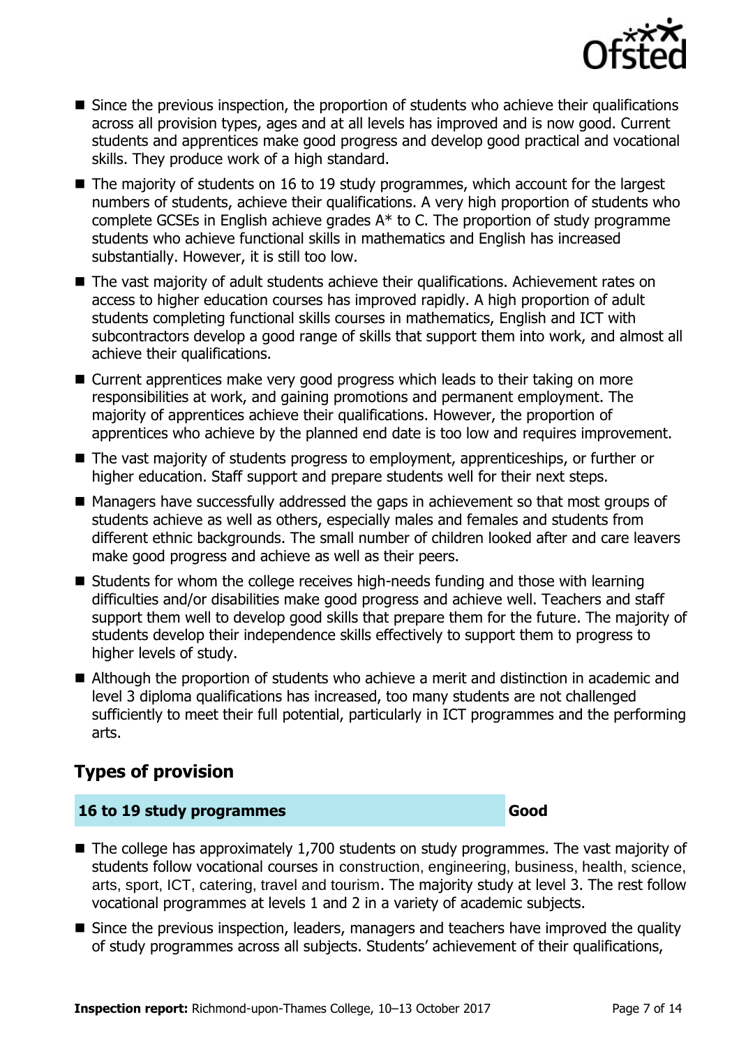- Since the previous inspection, the proportion of students who achieve their qualifications across all provision types, ages and at all levels has improved and is now good. Current students and apprentices make good progress and develop good practical and vocational skills. They produce work of a high standard.
- The majority of students on 16 to 19 study programmes, which account for the largest numbers of students, achieve their qualifications. A very high proportion of students who complete GCSEs in English achieve grades A* to C. The proportion of study programme students who achieve functional skills in mathematics and English has increased substantially. However, it is still too low.
- The vast majority of adult students achieve their qualifications. Achievement rates on access to higher education courses has improved rapidly. A high proportion of adult students completing functional skills courses in mathematics, English and ICT with subcontractors develop a good range of skills that support them into work, and almost all achieve their qualifications.
- Current apprentices make very good progress which leads to their taking on more responsibilities at work, and gaining promotions and permanent employment. The majority of apprentices achieve their qualifications. However, the proportion of apprentices who achieve by the planned end date is too low and requires improvement.
- The vast majority of students progress to employment, apprenticeships, or further or higher education. Staff support and prepare students well for their next steps.
- Managers have successfully addressed the gaps in achievement so that most groups of students achieve as well as others, especially males and females and students from different ethnic backgrounds. The small number of children looked after and care leavers make good progress and achieve as well as their peers.
- Students for whom the college receives high-needs funding and those with learning difficulties and/or disabilities make good progress and achieve well. Teachers and staff support them well to develop good skills that prepare them for the future. The majority of students develop their independence skills effectively to support them to progress to higher levels of study.
- Although the proportion of students who achieve a merit and distinction in academic and level 3 diploma qualifications has increased, too many students are not challenged sufficiently to meet their full potential, particularly in ICT programmes and the performing arts.

## Types of provision

| **16 to 19 study programmes** | **Good** |
|---|---|

- The college has approximately 1,700 students on study programmes. The vast majority of students follow vocational courses in construction, engineering, business, health, science, arts, sport, ICT, catering, travel and tourism. The majority study at level 3. The rest follow vocational programmes at levels 1 and 2 in a variety of academic subjects.
- Since the previous inspection, leaders, managers and teachers have improved the quality of study programmes across all subjects. Students' achievement of their qualifications,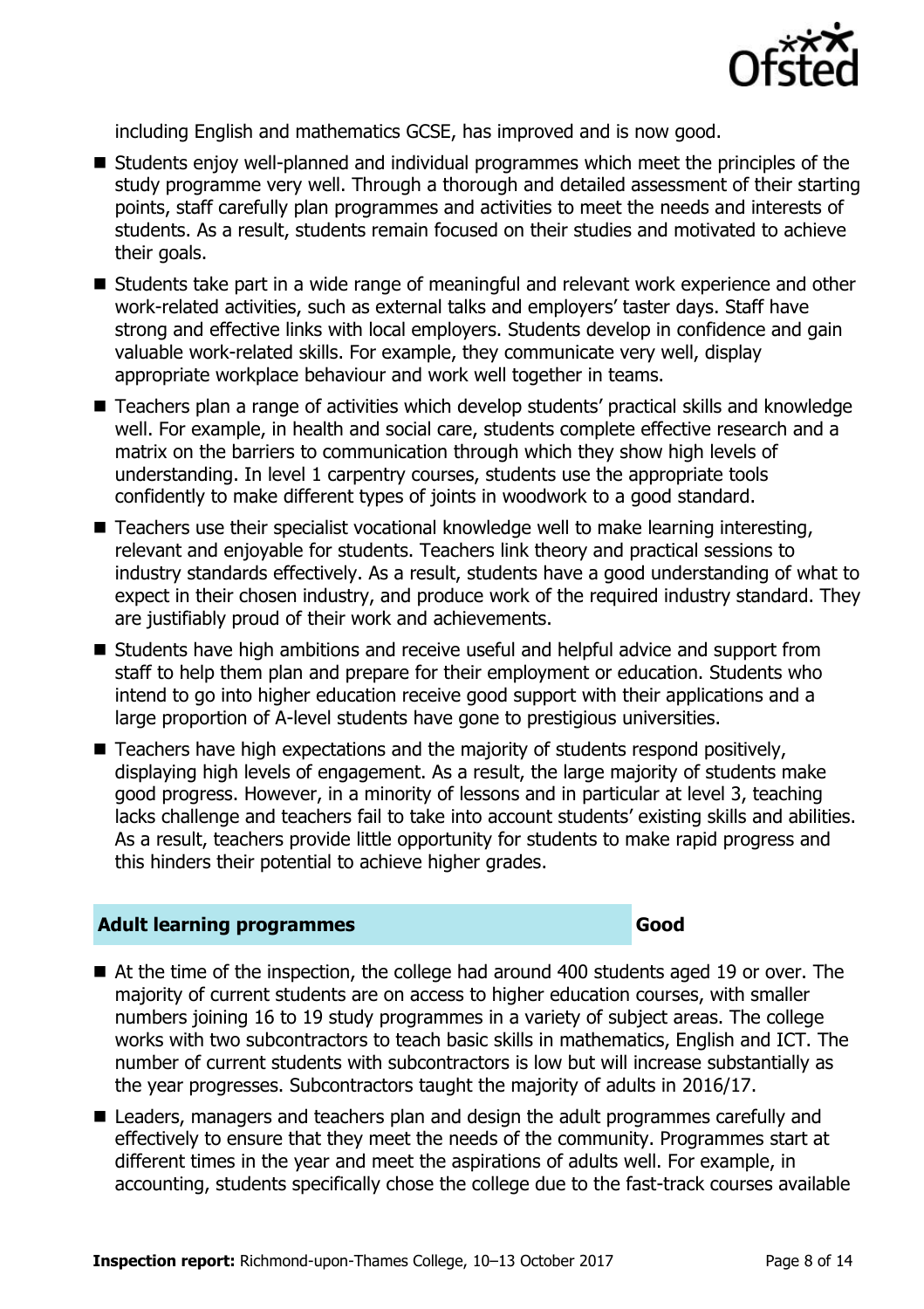including English and mathematics GCSE, has improved and is now good.

- Students enjoy well-planned and individual programmes which meet the principles of the study programme very well. Through a thorough and detailed assessment of their starting points, staff carefully plan programmes and activities to meet the needs and interests of students. As a result, students remain focused on their studies and motivated to achieve their goals.
- Students take part in a wide range of meaningful and relevant work experience and other work-related activities, such as external talks and employers' taster days. Staff have strong and effective links with local employers. Students develop in confidence and gain valuable work-related skills. For example, they communicate very well, display appropriate workplace behaviour and work well together in teams.
- Teachers plan a range of activities which develop students' practical skills and knowledge well. For example, in health and social care, students complete effective research and a matrix on the barriers to communication through which they show high levels of understanding. In level 1 carpentry courses, students use the appropriate tools confidently to make different types of joints in woodwork to a good standard.
- Teachers use their specialist vocational knowledge well to make learning interesting, relevant and enjoyable for students. Teachers link theory and practical sessions to industry standards effectively. As a result, students have a good understanding of what to expect in their chosen industry, and produce work of the required industry standard. They are justifiably proud of their work and achievements.
- Students have high ambitions and receive useful and helpful advice and support from staff to help them plan and prepare for their employment or education. Students who intend to go into higher education receive good support with their applications and a large proportion of A-level students have gone to prestigious universities.
- Teachers have high expectations and the majority of students respond positively, displaying high levels of engagement. As a result, the large majority of students make good progress. However, in a minority of lessons and in particular at level 3, teaching lacks challenge and teachers fail to take into account students' existing skills and abilities. As a result, teachers provide little opportunity for students to make rapid progress and this hinders their potential to achieve higher grades.

## Adult learning programmes — Good

- At the time of the inspection, the college had around 400 students aged 19 or over. The majority of current students are on access to higher education courses, with smaller numbers joining 16 to 19 study programmes in a variety of subject areas. The college works with two subcontractors to teach basic skills in mathematics, English and ICT. The number of current students with subcontractors is low but will increase substantially as the year progresses. Subcontractors taught the majority of adults in 2016/17.
- Leaders, managers and teachers plan and design the adult programmes carefully and effectively to ensure that they meet the needs of the community. Programmes start at different times in the year and meet the aspirations of adults well. For example, in accounting, students specifically chose the college due to the fast-track courses available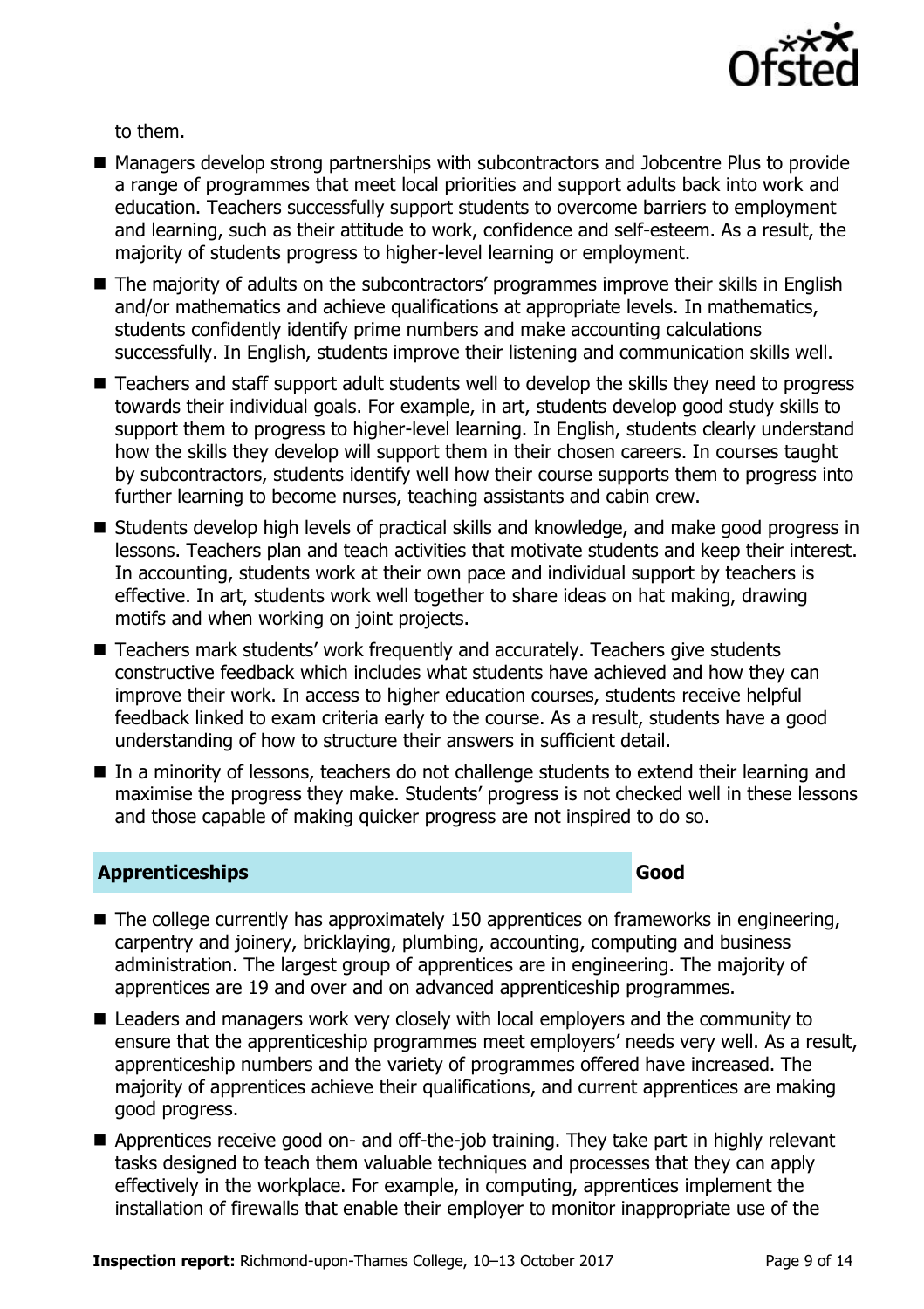to them.

- Managers develop strong partnerships with subcontractors and Jobcentre Plus to provide a range of programmes that meet local priorities and support adults back into work and education. Teachers successfully support students to overcome barriers to employment and learning, such as their attitude to work, confidence and self-esteem. As a result, the majority of students progress to higher-level learning or employment.
- The majority of adults on the subcontractors' programmes improve their skills in English and/or mathematics and achieve qualifications at appropriate levels. In mathematics, students confidently identify prime numbers and make accounting calculations successfully. In English, students improve their listening and communication skills well.
- Teachers and staff support adult students well to develop the skills they need to progress towards their individual goals. For example, in art, students develop good study skills to support them to progress to higher-level learning. In English, students clearly understand how the skills they develop will support them in their chosen careers. In courses taught by subcontractors, students identify well how their course supports them to progress into further learning to become nurses, teaching assistants and cabin crew.
- Students develop high levels of practical skills and knowledge, and make good progress in lessons. Teachers plan and teach activities that motivate students and keep their interest. In accounting, students work at their own pace and individual support by teachers is effective. In art, students work well together to share ideas on hat making, drawing motifs and when working on joint projects.
- Teachers mark students' work frequently and accurately. Teachers give students constructive feedback which includes what students have achieved and how they can improve their work. In access to higher education courses, students receive helpful feedback linked to exam criteria early to the course. As a result, students have a good understanding of how to structure their answers in sufficient detail.
- In a minority of lessons, teachers do not challenge students to extend their learning and maximise the progress they make. Students' progress is not checked well in these lessons and those capable of making quicker progress are not inspired to do so.

## Apprenticeships — Good

- The college currently has approximately 150 apprentices on frameworks in engineering, carpentry and joinery, bricklaying, plumbing, accounting, computing and business administration. The largest group of apprentices are in engineering. The majority of apprentices are 19 and over and on advanced apprenticeship programmes.
- Leaders and managers work very closely with local employers and the community to ensure that the apprenticeship programmes meet employers' needs very well. As a result, apprenticeship numbers and the variety of programmes offered have increased. The majority of apprentices achieve their qualifications, and current apprentices are making good progress.
- Apprentices receive good on- and off-the-job training. They take part in highly relevant tasks designed to teach them valuable techniques and processes that they can apply effectively in the workplace. For example, in computing, apprentices implement the installation of firewalls that enable their employer to monitor inappropriate use of the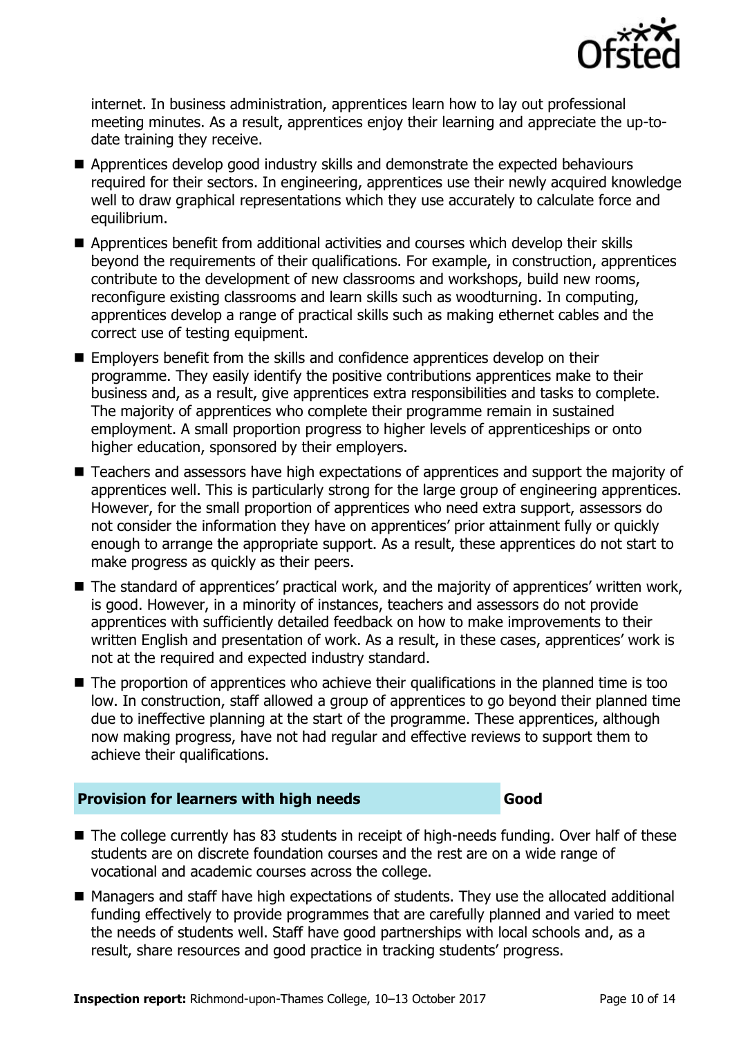internet. In business administration, apprentices learn how to lay out professional meeting minutes. As a result, apprentices enjoy their learning and appreciate the up-to-date training they receive.

- Apprentices develop good industry skills and demonstrate the expected behaviours required for their sectors. In engineering, apprentices use their newly acquired knowledge well to draw graphical representations which they use accurately to calculate force and equilibrium.
- Apprentices benefit from additional activities and courses which develop their skills beyond the requirements of their qualifications. For example, in construction, apprentices contribute to the development of new classrooms and workshops, build new rooms, reconfigure existing classrooms and learn skills such as woodturning. In computing, apprentices develop a range of practical skills such as making ethernet cables and the correct use of testing equipment.
- Employers benefit from the skills and confidence apprentices develop on their programme. They easily identify the positive contributions apprentices make to their business and, as a result, give apprentices extra responsibilities and tasks to complete. The majority of apprentices who complete their programme remain in sustained employment. A small proportion progress to higher levels of apprenticeships or onto higher education, sponsored by their employers.
- Teachers and assessors have high expectations of apprentices and support the majority of apprentices well. This is particularly strong for the large group of engineering apprentices. However, for the small proportion of apprentices who need extra support, assessors do not consider the information they have on apprentices' prior attainment fully or quickly enough to arrange the appropriate support. As a result, these apprentices do not start to make progress as quickly as their peers.
- The standard of apprentices' practical work, and the majority of apprentices' written work, is good. However, in a minority of instances, teachers and assessors do not provide apprentices with sufficiently detailed feedback on how to make improvements to their written English and presentation of work. As a result, in these cases, apprentices' work is not at the required and expected industry standard.
- The proportion of apprentices who achieve their qualifications in the planned time is too low. In construction, staff allowed a group of apprentices to go beyond their planned time due to ineffective planning at the start of the programme. These apprentices, although now making progress, have not had regular and effective reviews to support them to achieve their qualifications.

## Provision for learners with high needs — Good

- The college currently has 83 students in receipt of high-needs funding. Over half of these students are on discrete foundation courses and the rest are on a wide range of vocational and academic courses across the college.
- Managers and staff have high expectations of students. They use the allocated additional funding effectively to provide programmes that are carefully planned and varied to meet the needs of students well. Staff have good partnerships with local schools and, as a result, share resources and good practice in tracking students' progress.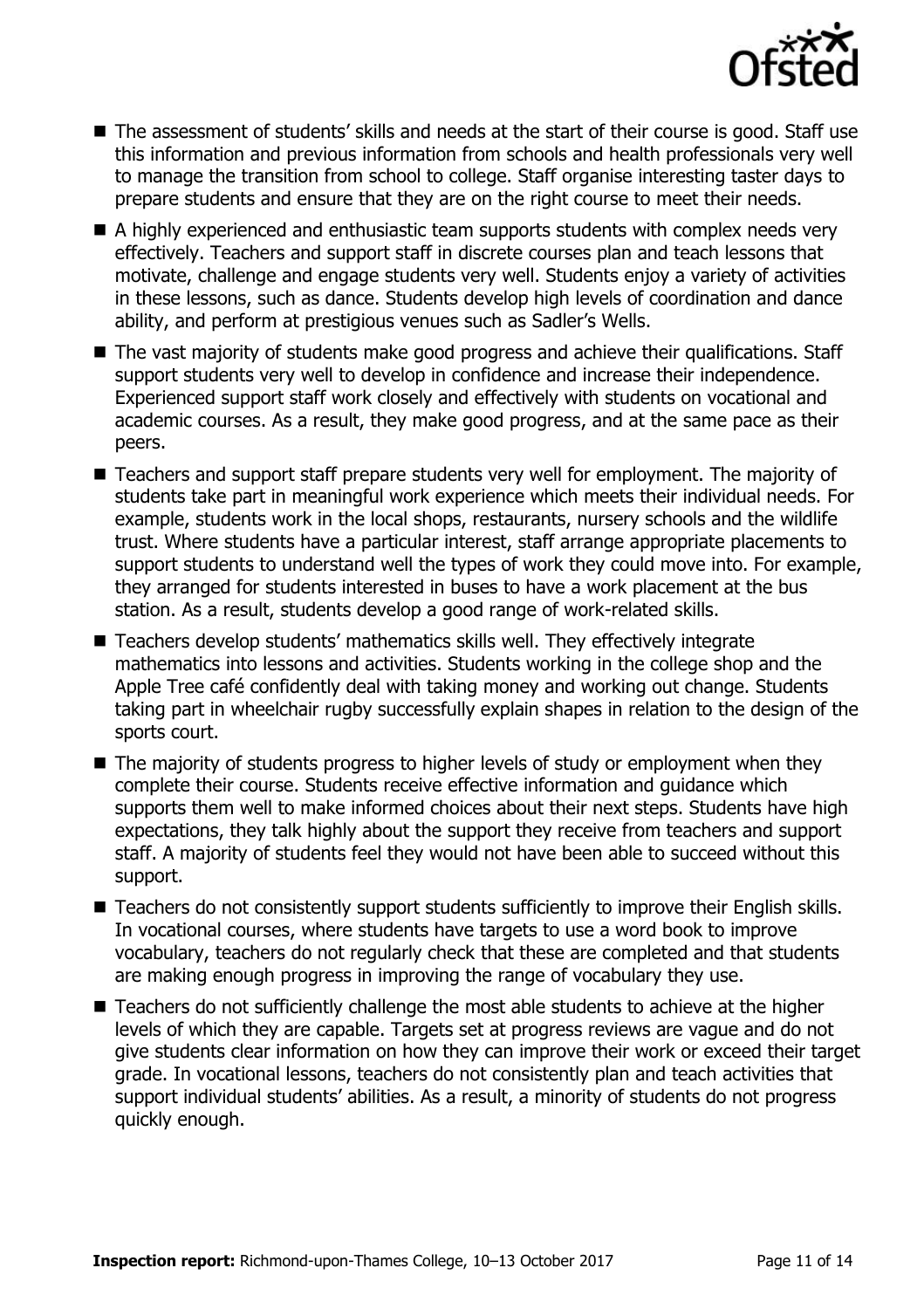- The assessment of students' skills and needs at the start of their course is good. Staff use this information and previous information from schools and health professionals very well to manage the transition from school to college. Staff organise interesting taster days to prepare students and ensure that they are on the right course to meet their needs.
- A highly experienced and enthusiastic team supports students with complex needs very effectively. Teachers and support staff in discrete courses plan and teach lessons that motivate, challenge and engage students very well. Students enjoy a variety of activities in these lessons, such as dance. Students develop high levels of coordination and dance ability, and perform at prestigious venues such as Sadler's Wells.
- The vast majority of students make good progress and achieve their qualifications. Staff support students very well to develop in confidence and increase their independence. Experienced support staff work closely and effectively with students on vocational and academic courses. As a result, they make good progress, and at the same pace as their peers.
- Teachers and support staff prepare students very well for employment. The majority of students take part in meaningful work experience which meets their individual needs. For example, students work in the local shops, restaurants, nursery schools and the wildlife trust. Where students have a particular interest, staff arrange appropriate placements to support students to understand well the types of work they could move into. For example, they arranged for students interested in buses to have a work placement at the bus station. As a result, students develop a good range of work-related skills.
- Teachers develop students' mathematics skills well. They effectively integrate mathematics into lessons and activities. Students working in the college shop and the Apple Tree café confidently deal with taking money and working out change. Students taking part in wheelchair rugby successfully explain shapes in relation to the design of the sports court.
- The majority of students progress to higher levels of study or employment when they complete their course. Students receive effective information and guidance which supports them well to make informed choices about their next steps. Students have high expectations, they talk highly about the support they receive from teachers and support staff. A majority of students feel they would not have been able to succeed without this support.
- Teachers do not consistently support students sufficiently to improve their English skills. In vocational courses, where students have targets to use a word book to improve vocabulary, teachers do not regularly check that these are completed and that students are making enough progress in improving the range of vocabulary they use.
- Teachers do not sufficiently challenge the most able students to achieve at the higher levels of which they are capable. Targets set at progress reviews are vague and do not give students clear information on how they can improve their work or exceed their target grade. In vocational lessons, teachers do not consistently plan and teach activities that support individual students' abilities. As a result, a minority of students do not progress quickly enough.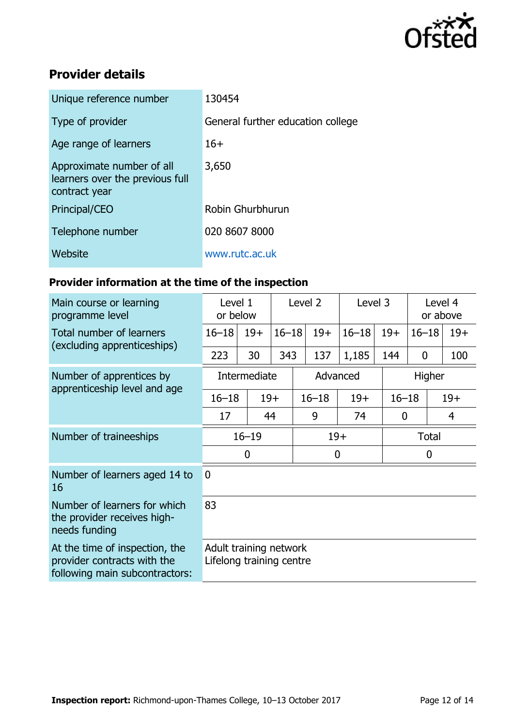## Provider details

| | |
|---|---|
| Unique reference number | 130454 |
| Type of provider | General further education college |
| Age range of learners | 16+ |
| Approximate number of all learners over the previous full contract year | 3,650 |
| Principal/CEO | Robin Ghurbhurun |
| Telephone number | 020 8607 8000 |
| Website | www.rutc.ac.uk |

### Provider information at the time of the inspection

| Main course or learning programme level | Level 1 or below | | Level 2 | | Level 3 | | Level 4 or above | |
|---|---|---|---|---|---|---|---|---|
| Total number of learners (excluding apprenticeships) | 16–18 | 19+ | 16–18 | 19+ | 16–18 | 19+ | 16–18 | 19+ |
| | 223 | 30 | 343 | 137 | 1,185 | 144 | 0 | 100 |

| Number of apprentices by apprenticeship level and age | Intermediate | | Advanced | | Higher | |
|---|---|---|---|---|---|---|
| | 16–18 | 19+ | 16–18 | 19+ | 16–18 | 19+ |
| | 17 | 44 | 9 | 74 | 0 | 4 |

| Number of traineeships | 16–19 | 19+ | Total |
|---|---|---|---|
| | 0 | 0 | 0 |

| | |
|---|---|
| Number of learners aged 14 to 16 | 0 |
| Number of learners for which the provider receives high-needs funding | 83 |
| At the time of inspection, the provider contracts with the following main subcontractors: | Adult training network<br>Lifelong training centre |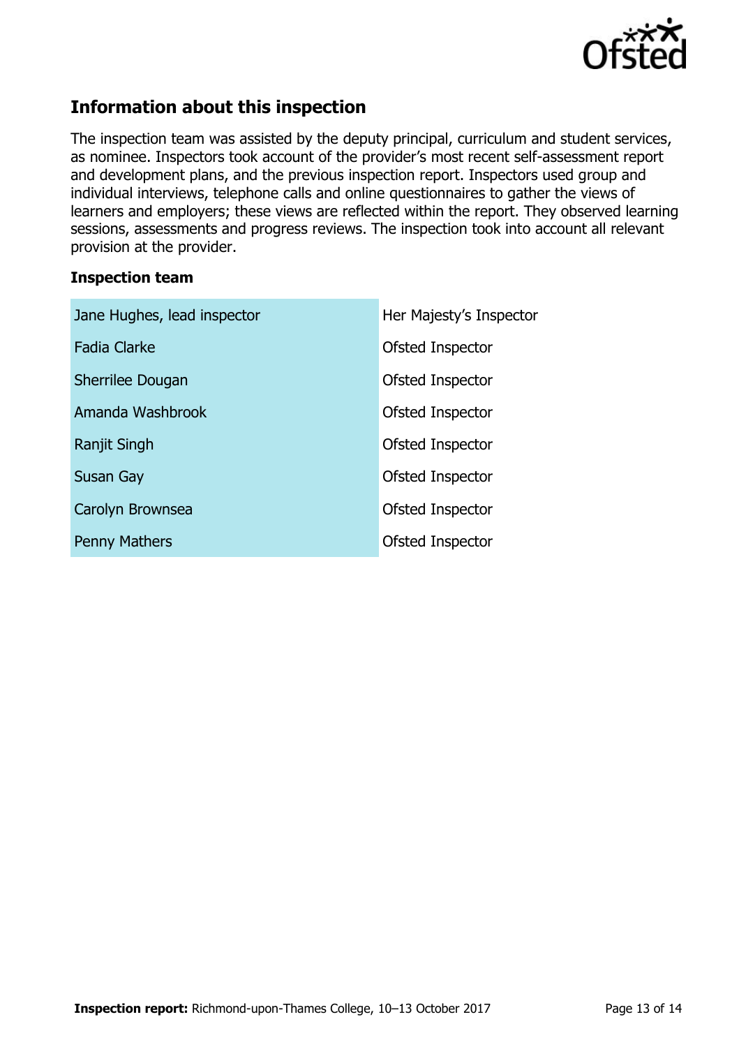## Information about this inspection

The inspection team was assisted by the deputy principal, curriculum and student services, as nominee. Inspectors took account of the provider's most recent self-assessment report and development plans, and the previous inspection report. Inspectors used group and individual interviews, telephone calls and online questionnaires to gather the views of learners and employers; these views are reflected within the report. They observed learning sessions, assessments and progress reviews. The inspection took into account all relevant provision at the provider.

### Inspection team

| | |
|---|---|
| Jane Hughes, lead inspector | Her Majesty's Inspector |
| Fadia Clarke | Ofsted Inspector |
| Sherrilee Dougan | Ofsted Inspector |
| Amanda Washbrook | Ofsted Inspector |
| Ranjit Singh | Ofsted Inspector |
| Susan Gay | Ofsted Inspector |
| Carolyn Brownsea | Ofsted Inspector |
| Penny Mathers | Ofsted Inspector |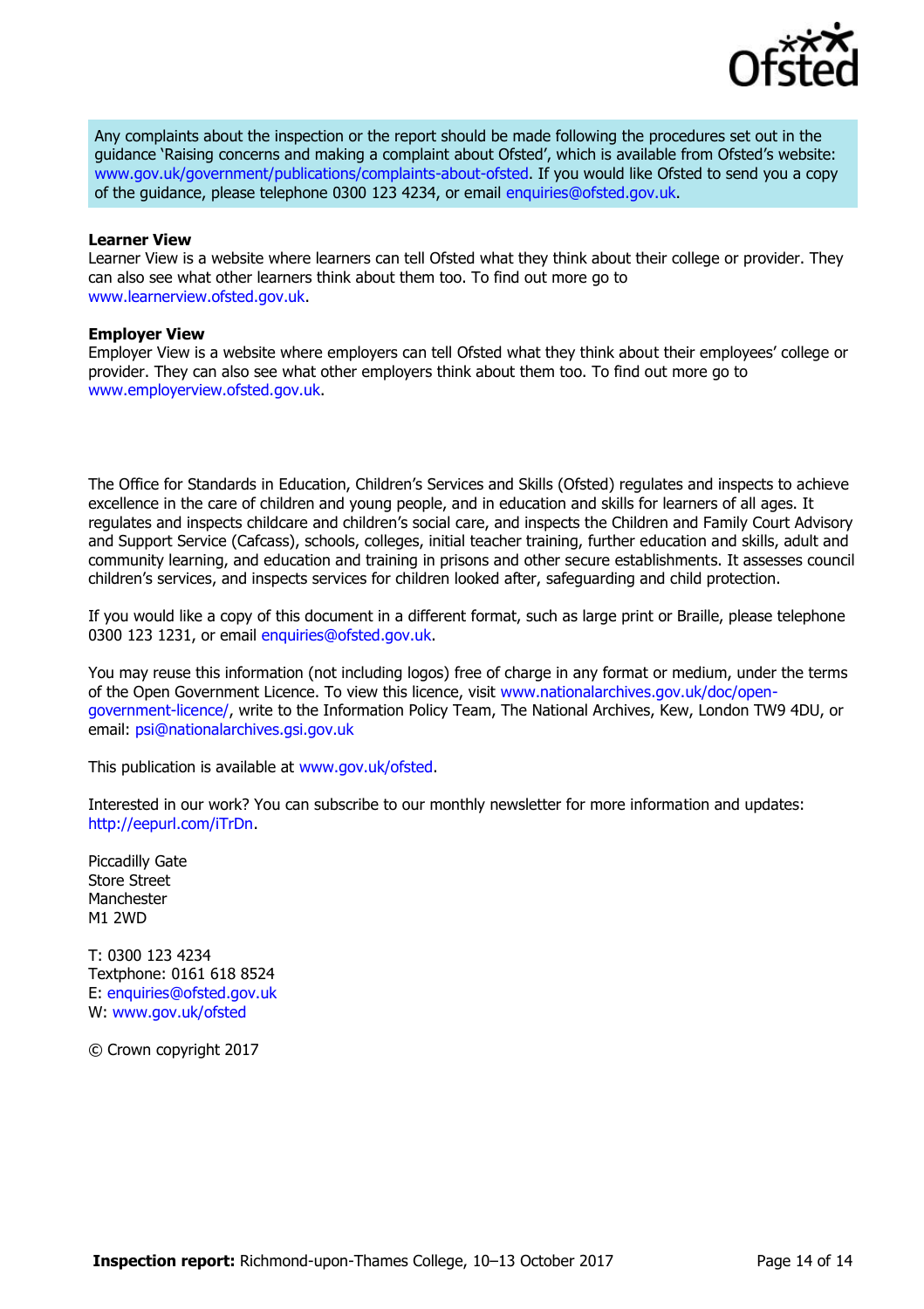Any complaints about the inspection or the report should be made following the procedures set out in the guidance 'Raising concerns and making a complaint about Ofsted', which is available from Ofsted's website: www.gov.uk/government/publications/complaints-about-ofsted. If you would like Ofsted to send you a copy of the guidance, please telephone 0300 123 4234, or email enquiries@ofsted.gov.uk.

**Learner View**
Learner View is a website where learners can tell Ofsted what they think about their college or provider. They can also see what other learners think about them too. To find out more go to www.learnerview.ofsted.gov.uk.

**Employer View**
Employer View is a website where employers can tell Ofsted what they think about their employees' college or provider. They can also see what other employers think about them too. To find out more go to www.employerview.ofsted.gov.uk.

The Office for Standards in Education, Children's Services and Skills (Ofsted) regulates and inspects to achieve excellence in the care of children and young people, and in education and skills for learners of all ages. It regulates and inspects childcare and children's social care, and inspects the Children and Family Court Advisory and Support Service (Cafcass), schools, colleges, initial teacher training, further education and skills, adult and community learning, and education and training in prisons and other secure establishments. It assesses council children's services, and inspects services for children looked after, safeguarding and child protection.

If you would like a copy of this document in a different format, such as large print or Braille, please telephone 0300 123 1231, or email enquiries@ofsted.gov.uk.

You may reuse this information (not including logos) free of charge in any format or medium, under the terms of the Open Government Licence. To view this licence, visit www.nationalarchives.gov.uk/doc/open-government-licence/, write to the Information Policy Team, The National Archives, Kew, London TW9 4DU, or email: psi@nationalarchives.gsi.gov.uk

This publication is available at www.gov.uk/ofsted.

Interested in our work? You can subscribe to our monthly newsletter for more information and updates: http://eepurl.com/iTrDn.

Piccadilly Gate
Store Street
Manchester
M1 2WD

T: 0300 123 4234
Textphone: 0161 618 8524
E: enquiries@ofsted.gov.uk
W: www.gov.uk/ofsted

© Crown copyright 2017